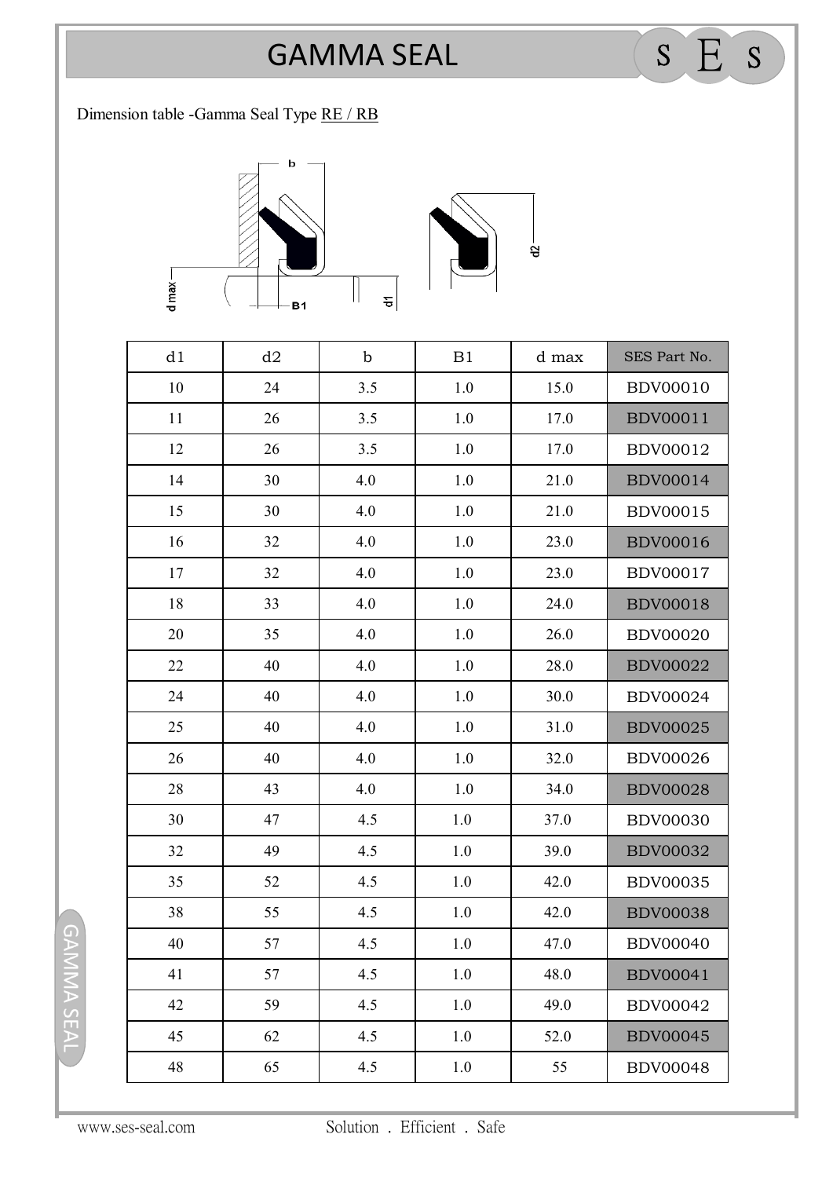# GAMMA SEAL

Dimension table -Gamma Seal Type RE / RB

| d1 | d2 | b | B1 | d max | SES Part No. |
|---|---|---|---|---|---|
| 10 | 24 | 3.5 | 1.0 | 15.0 | BDV00010 |
| 11 | 26 | 3.5 | 1.0 | 17.0 | BDV00011 |
| 12 | 26 | 3.5 | 1.0 | 17.0 | BDV00012 |
| 14 | 30 | 4.0 | 1.0 | 21.0 | BDV00014 |
| 15 | 30 | 4.0 | 1.0 | 21.0 | BDV00015 |
| 16 | 32 | 4.0 | 1.0 | 23.0 | BDV00016 |
| 17 | 32 | 4.0 | 1.0 | 23.0 | BDV00017 |
| 18 | 33 | 4.0 | 1.0 | 24.0 | BDV00018 |
| 20 | 35 | 4.0 | 1.0 | 26.0 | BDV00020 |
| 22 | 40 | 4.0 | 1.0 | 28.0 | BDV00022 |
| 24 | 40 | 4.0 | 1.0 | 30.0 | BDV00024 |
| 25 | 40 | 4.0 | 1.0 | 31.0 | BDV00025 |
| 26 | 40 | 4.0 | 1.0 | 32.0 | BDV00026 |
| 28 | 43 | 4.0 | 1.0 | 34.0 | BDV00028 |
| 30 | 47 | 4.5 | 1.0 | 37.0 | BDV00030 |
| 32 | 49 | 4.5 | 1.0 | 39.0 | BDV00032 |
| 35 | 52 | 4.5 | 1.0 | 42.0 | BDV00035 |
| 38 | 55 | 4.5 | 1.0 | 42.0 | BDV00038 |
| 40 | 57 | 4.5 | 1.0 | 47.0 | BDV00040 |
| 41 | 57 | 4.5 | 1.0 | 48.0 | BDV00041 |
| 42 | 59 | 4.5 | 1.0 | 49.0 | BDV00042 |
| 45 | 62 | 4.5 | 1.0 | 52.0 | BDV00045 |
| 48 | 65 | 4.5 | 1.0 | 55 | BDV00048 |

www.ses-seal.com Solution . Efficient . Safe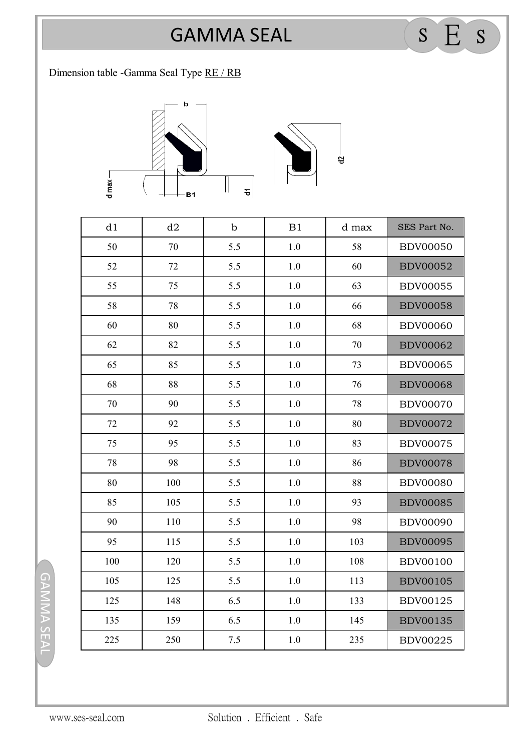# GAMMA SEAL

Dimension table -Gamma Seal Type RE / RB

b

d max

B1

d1

d2

| d1 | d2 | b | B1 | d max | SES Part No. |
|---|---|---|---|---|---|
| 50 | 70 | 5.5 | 1.0 | 58 | BDV00050 |
| 52 | 72 | 5.5 | 1.0 | 60 | BDV00052 |
| 55 | 75 | 5.5 | 1.0 | 63 | BDV00055 |
| 58 | 78 | 5.5 | 1.0 | 66 | BDV00058 |
| 60 | 80 | 5.5 | 1.0 | 68 | BDV00060 |
| 62 | 82 | 5.5 | 1.0 | 70 | BDV00062 |
| 65 | 85 | 5.5 | 1.0 | 73 | BDV00065 |
| 68 | 88 | 5.5 | 1.0 | 76 | BDV00068 |
| 70 | 90 | 5.5 | 1.0 | 78 | BDV00070 |
| 72 | 92 | 5.5 | 1.0 | 80 | BDV00072 |
| 75 | 95 | 5.5 | 1.0 | 83 | BDV00075 |
| 78 | 98 | 5.5 | 1.0 | 86 | BDV00078 |
| 80 | 100 | 5.5 | 1.0 | 88 | BDV00080 |
| 85 | 105 | 5.5 | 1.0 | 93 | BDV00085 |
| 90 | 110 | 5.5 | 1.0 | 98 | BDV00090 |
| 95 | 115 | 5.5 | 1.0 | 103 | BDV00095 |
| 100 | 120 | 5.5 | 1.0 | 108 | BDV00100 |
| 105 | 125 | 5.5 | 1.0 | 113 | BDV00105 |
| 125 | 148 | 6.5 | 1.0 | 133 | BDV00125 |
| 135 | 159 | 6.5 | 1.0 | 145 | BDV00135 |
| 225 | 250 | 7.5 | 1.0 | 235 | BDV00225 |

www.ses-seal.com Solution . Efficient . Safe